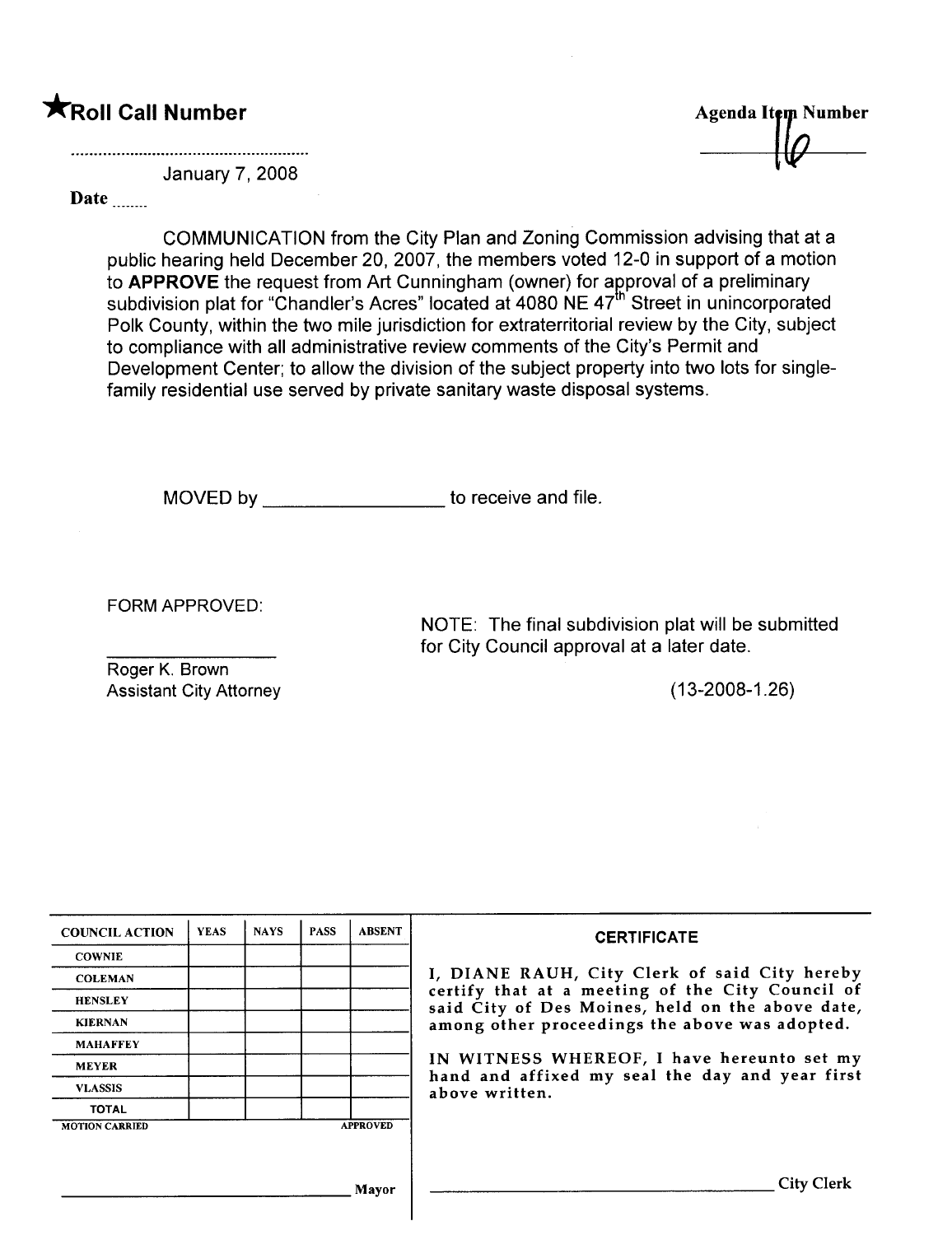★**Roll Call Number**

..........................................................

January 7, 2008

**Date** ........

**Agenda Item Number**

16

COMMUNICATION from the City Plan and Zoning Commission advising that at a public hearing held December 20, 2007, the members voted 12-0 in support of a motion to **APPROVE** the request from Art Cunningham (owner) for approval of a preliminary subdivision plat for "Chandler's Acres" located at 4080 NE 47th Street in unincorporated Polk County, within the two mile jurisdiction for extraterritorial review by the City, subject to compliance with all administrative review comments of the City's Permit and Development Center; to allow the division of the subject property into two lots for single-family residential use served by private sanitary waste disposal systems.

MOVED by ________________ to receive and file.

FORM APPROVED:

________________

Roger K. Brown
Assistant City Attorney

NOTE: The final subdivision plat will be submitted for City Council approval at a later date.

(13-2008-1.26)

| COUNCIL ACTION | YEAS | NAYS | PASS | ABSENT |
| --- | --- | --- | --- | --- |
| COWNIE | | | | |
| COLEMAN | | | | |
| HENSLEY | | | | |
| KIERNAN | | | | |
| MAHAFFEY | | | | |
| MEYER | | | | |
| VLASSIS | | | | |
| TOTAL | | | | |
| MOTION CARRIED | | | | APPROVED |

________________________________ Mayor

**CERTIFICATE**

I, DIANE RAUH, City Clerk of said City hereby certify that at a meeting of the City Council of said City of Des Moines, held on the above date, among other proceedings the above was adopted.

IN WITNESS WHEREOF, I have hereunto set my hand and affixed my seal the day and year first above written.

________________________________ City Clerk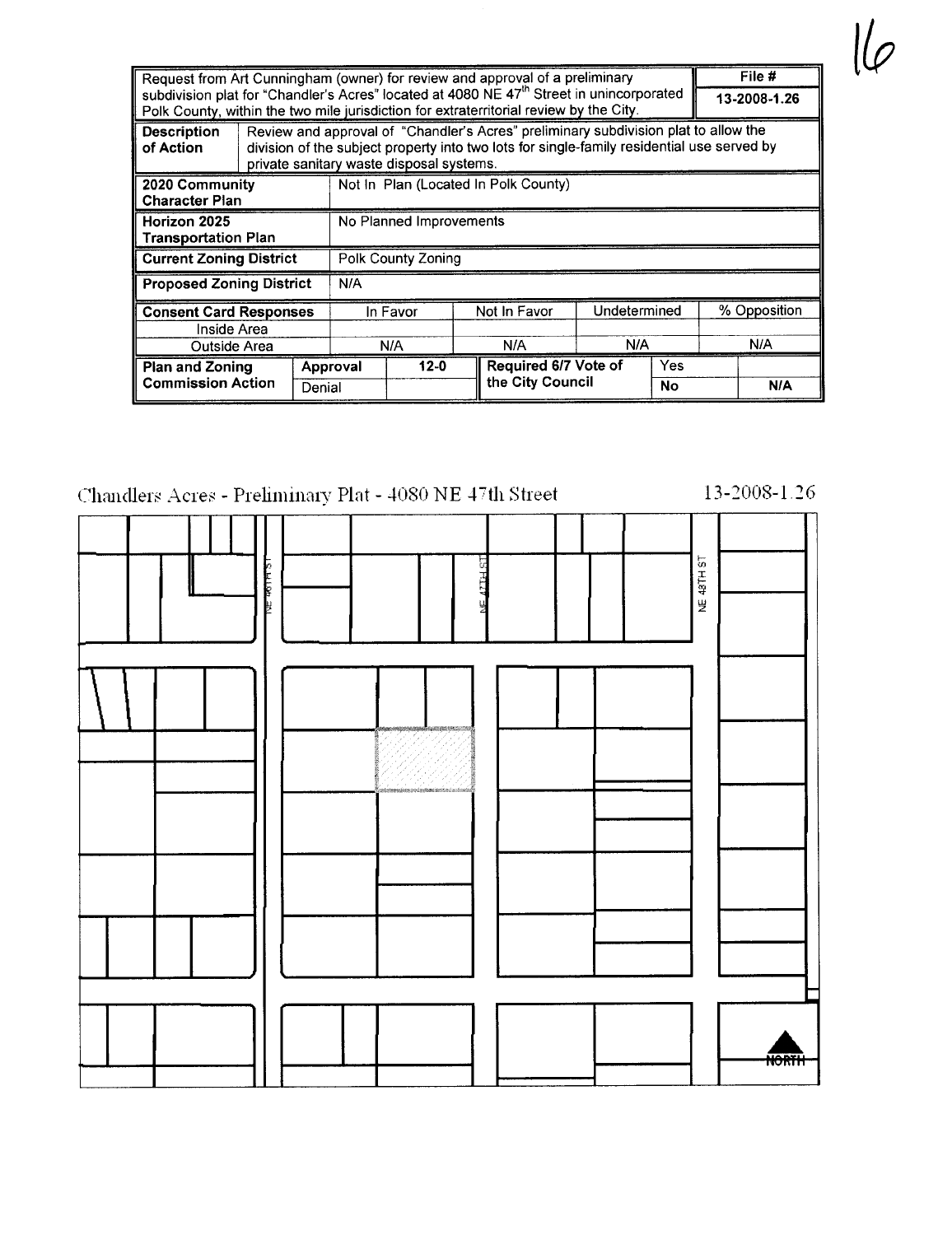16

| Request from Art Cunningham (owner) for review and approval of a preliminary subdivision plat for "Chandler's Acres" located at 4080 NE 47th Street in unincorporated Polk County, within the two mile jurisdiction for extraterritorial review by the City. | | | | | | | File # 13-2008-1.26 |
|---|---|---|---|---|---|---|---|
| **Description of Action** | Review and approval of "Chandler's Acres" preliminary subdivision plat to allow the division of the subject property into two lots for single-family residential use served by private sanitary waste disposal systems. | | | | | | |
| **2020 Community Character Plan** | Not In Plan (Located In Polk County) | | | | | | |
| **Horizon 2025 Transportation Plan** | No Planned Improvements | | | | | | |
| **Current Zoning District** | Polk County Zoning | | | | | | |
| **Proposed Zoning District** | N/A | | | | | | |
| **Consent Card Responses** | | In Favor | Not In Favor | Undetermined | | % Opposition | |
| Inside Area | | | | | | | |
| Outside Area | | N/A | N/A | N/A | | N/A | |
| **Plan and Zoning Commission Action** | Approval | 12-0 | **Required 6/7 Vote of the City Council** | Yes | | | |
| | Denial | | | No | | N/A | |

Chandlers Acres - Preliminary Plat - 4080 NE 47th Street

13-2008-1.26

NE 46TH ST

NE 47TH ST

NE 48TH ST

NORTH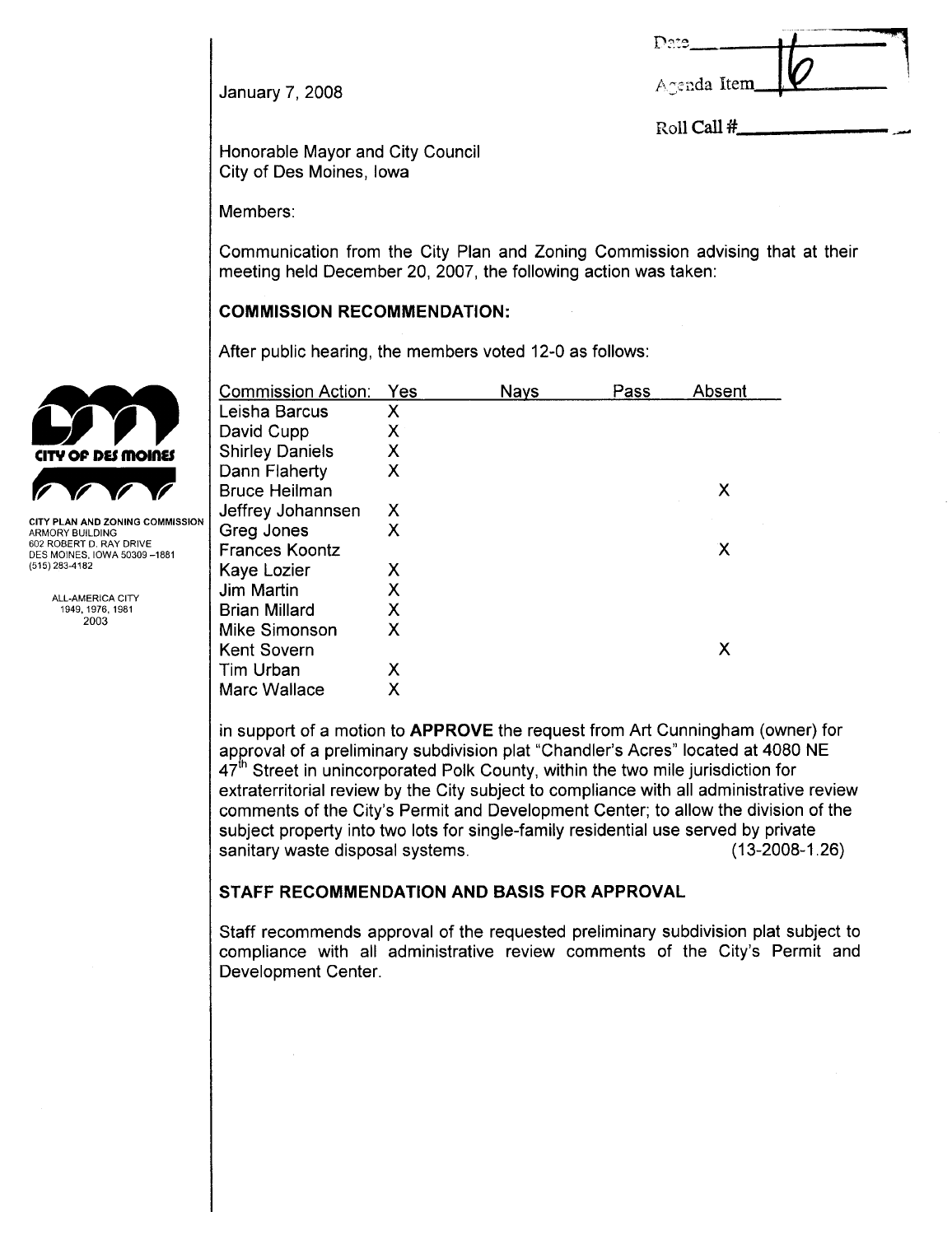Date \_\_\_\_\_\_\_\_\_\_

Agenda Item 16

Roll Call # \_\_\_\_\_\_\_\_\_\_

January 7, 2008

CITY OF DES MOINES

CITY PLAN AND ZONING COMMISSION
ARMORY BUILDING
602 ROBERT D. RAY DRIVE
DES MOINES, IOWA 50309-1881
(515) 283-4182

ALL-AMERICA CITY
1949, 1976, 1981
2003

Honorable Mayor and City Council
City of Des Moines, Iowa

Members:

Communication from the City Plan and Zoning Commission advising that at their meeting held December 20, 2007, the following action was taken:

**COMMISSION RECOMMENDATION:**

After public hearing, the members voted 12-0 as follows:

| Commission Action: | Yes | Nays | Pass | Absent |
|---|---|---|---|---|
| Leisha Barcus | X | | | |
| David Cupp | X | | | |
| Shirley Daniels | X | | | |
| Dann Flaherty | X | | | |
| Bruce Heilman | | | | X |
| Jeffrey Johannsen | X | | | |
| Greg Jones | X | | | |
| Frances Koontz | | | | X |
| Kaye Lozier | X | | | |
| Jim Martin | X | | | |
| Brian Millard | X | | | |
| Mike Simonson | X | | | |
| Kent Sovern | | | | X |
| Tim Urban | X | | | |
| Marc Wallace | X | | | |

in support of a motion to **APPROVE** the request from Art Cunningham (owner) for approval of a preliminary subdivision plat "Chandler's Acres" located at 4080 NE 47th Street in unincorporated Polk County, within the two mile jurisdiction for extraterritorial review by the City subject to compliance with all administrative review comments of the City's Permit and Development Center; to allow the division of the subject property into two lots for single-family residential use served by private sanitary waste disposal systems. (13-2008-1.26)

**STAFF RECOMMENDATION AND BASIS FOR APPROVAL**

Staff recommends approval of the requested preliminary subdivision plat subject to compliance with all administrative review comments of the City's Permit and Development Center.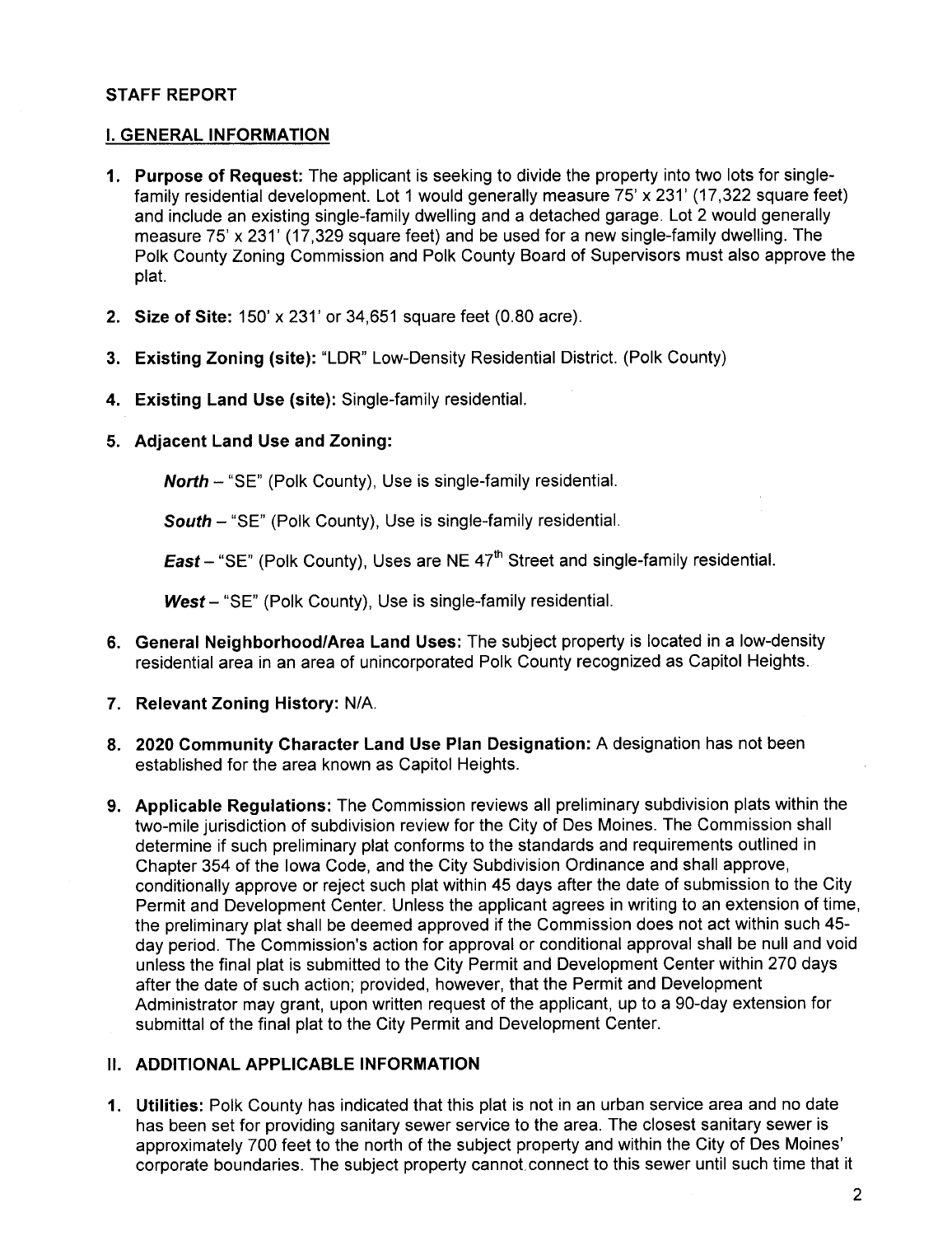## STAFF REPORT

### I. GENERAL INFORMATION

1. **Purpose of Request:** The applicant is seeking to divide the property into two lots for single-family residential development. Lot 1 would generally measure 75' x 231' (17,322 square feet) and include an existing single-family dwelling and a detached garage. Lot 2 would generally measure 75' x 231' (17,329 square feet) and be used for a new single-family dwelling. The Polk County Zoning Commission and Polk County Board of Supervisors must also approve the plat.

2. **Size of Site:** 150' x 231' or 34,651 square feet (0.80 acre).

3. **Existing Zoning (site):** "LDR" Low-Density Residential District. (Polk County)

4. **Existing Land Use (site):** Single-family residential.

5. **Adjacent Land Use and Zoning:**

   ***North*** – "SE" (Polk County), Use is single-family residential.

   ***South*** – "SE" (Polk County), Use is single-family residential.

   ***East*** – "SE" (Polk County), Uses are NE 47th Street and single-family residential.

   ***West*** – "SE" (Polk County), Use is single-family residential.

6. **General Neighborhood/Area Land Uses:** The subject property is located in a low-density residential area in an area of unincorporated Polk County recognized as Capitol Heights.

7. **Relevant Zoning History:** N/A.

8. **2020 Community Character Land Use Plan Designation:** A designation has not been established for the area known as Capitol Heights.

9. **Applicable Regulations:** The Commission reviews all preliminary subdivision plats within the two-mile jurisdiction of subdivision review for the City of Des Moines. The Commission shall determine if such preliminary plat conforms to the standards and requirements outlined in Chapter 354 of the Iowa Code, and the City Subdivision Ordinance and shall approve, conditionally approve or reject such plat within 45 days after the date of submission to the City Permit and Development Center. Unless the applicant agrees in writing to an extension of time, the preliminary plat shall be deemed approved if the Commission does not act within such 45-day period. The Commission's action for approval or conditional approval shall be null and void unless the final plat is submitted to the City Permit and Development Center within 270 days after the date of such action; provided, however, that the Permit and Development Administrator may grant, upon written request of the applicant, up to a 90-day extension for submittal of the final plat to the City Permit and Development Center.

### II. ADDITIONAL APPLICABLE INFORMATION

1. **Utilities:** Polk County has indicated that this plat is not in an urban service area and no date has been set for providing sanitary sewer service to the area. The closest sanitary sewer is approximately 700 feet to the north of the subject property and within the City of Des Moines' corporate boundaries. The subject property cannot connect to this sewer until such time that it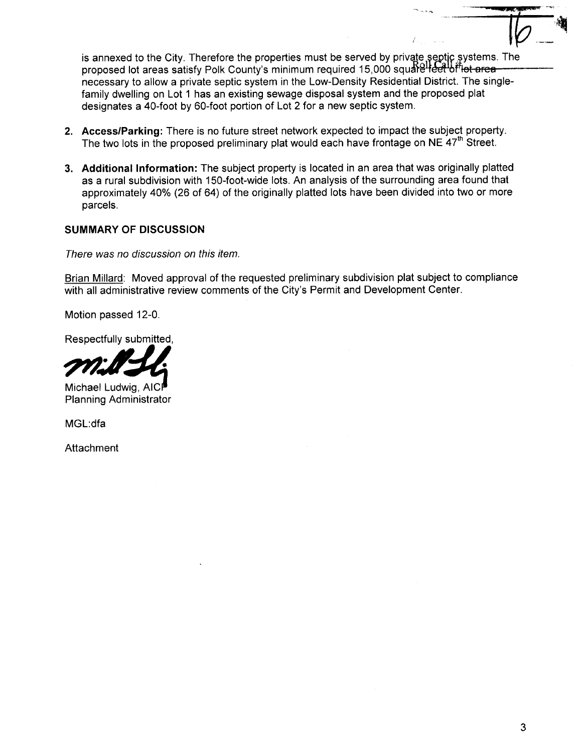is annexed to the City. Therefore the properties must be served by private septic systems. The proposed lot areas satisfy Polk County's minimum required 15,000 square feet of lot area necessary to allow a private septic system in the Low-Density Residential District. The single-family dwelling on Lot 1 has an existing sewage disposal system and the proposed plat designates a 40-foot by 60-foot portion of Lot 2 for a new septic system.

2. **Access/Parking:** There is no future street network expected to impact the subject property. The two lots in the proposed preliminary plat would each have frontage on NE 47th Street.

3. **Additional Information:** The subject property is located in an area that was originally platted as a rural subdivision with 150-foot-wide lots. An analysis of the surrounding area found that approximately 40% (26 of 64) of the originally platted lots have been divided into two or more parcels.

**SUMMARY OF DISCUSSION**

*There was no discussion on this item.*

Brian Millard: Moved approval of the requested preliminary subdivision plat subject to compliance with all administrative review comments of the City's Permit and Development Center.

Motion passed 12-0.

Respectfully submitted,

Michael Ludwig, AICP
Planning Administrator

MGL:dfa

Attachment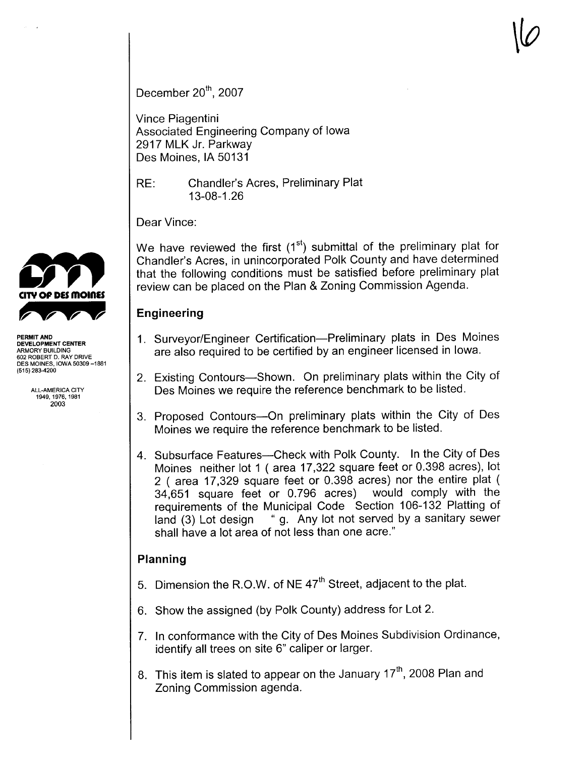16

December 20th, 2007

Vince Piagentini
Associated Engineering Company of Iowa
2917 MLK Jr. Parkway
Des Moines, IA 50131

RE: Chandler's Acres, Preliminary Plat
13-08-1.26

Dear Vince:

We have reviewed the first (1st) submittal of the preliminary plat for Chandler's Acres, in unincorporated Polk County and have determined that the following conditions must be satisfied before preliminary plat review can be placed on the Plan & Zoning Commission Agenda.

CITY OF DES MOINES

PERMIT AND DEVELOPMENT CENTER
ARMORY BUILDING
602 ROBERT D. RAY DRIVE
DES MOINES, IOWA 50309-1881
(515) 283-4200

ALL-AMERICA CITY
1949, 1976, 1981
2003

## Engineering

1. Surveyor/Engineer Certification—Preliminary plats in Des Moines are also required to be certified by an engineer licensed in Iowa.
2. Existing Contours—Shown. On preliminary plats within the City of Des Moines we require the reference benchmark to be listed.
3. Proposed Contours—On preliminary plats within the City of Des Moines we require the reference benchmark to be listed.
4. Subsurface Features—Check with Polk County. In the City of Des Moines neither lot 1 ( area 17,322 square feet or 0.398 acres), lot 2 ( area 17,329 square feet or 0.398 acres) nor the entire plat ( 34,651 square feet or 0.796 acres) would comply with the requirements of the Municipal Code Section 106-132 Platting of land (3) Lot design " g. Any lot not served by a sanitary sewer shall have a lot area of not less than one acre."

## Planning

5. Dimension the R.O.W. of NE 47th Street, adjacent to the plat.
6. Show the assigned (by Polk County) address for Lot 2.
7. In conformance with the City of Des Moines Subdivision Ordinance, identify all trees on site 6" caliper or larger.
8. This item is slated to appear on the January 17th, 2008 Plan and Zoning Commission agenda.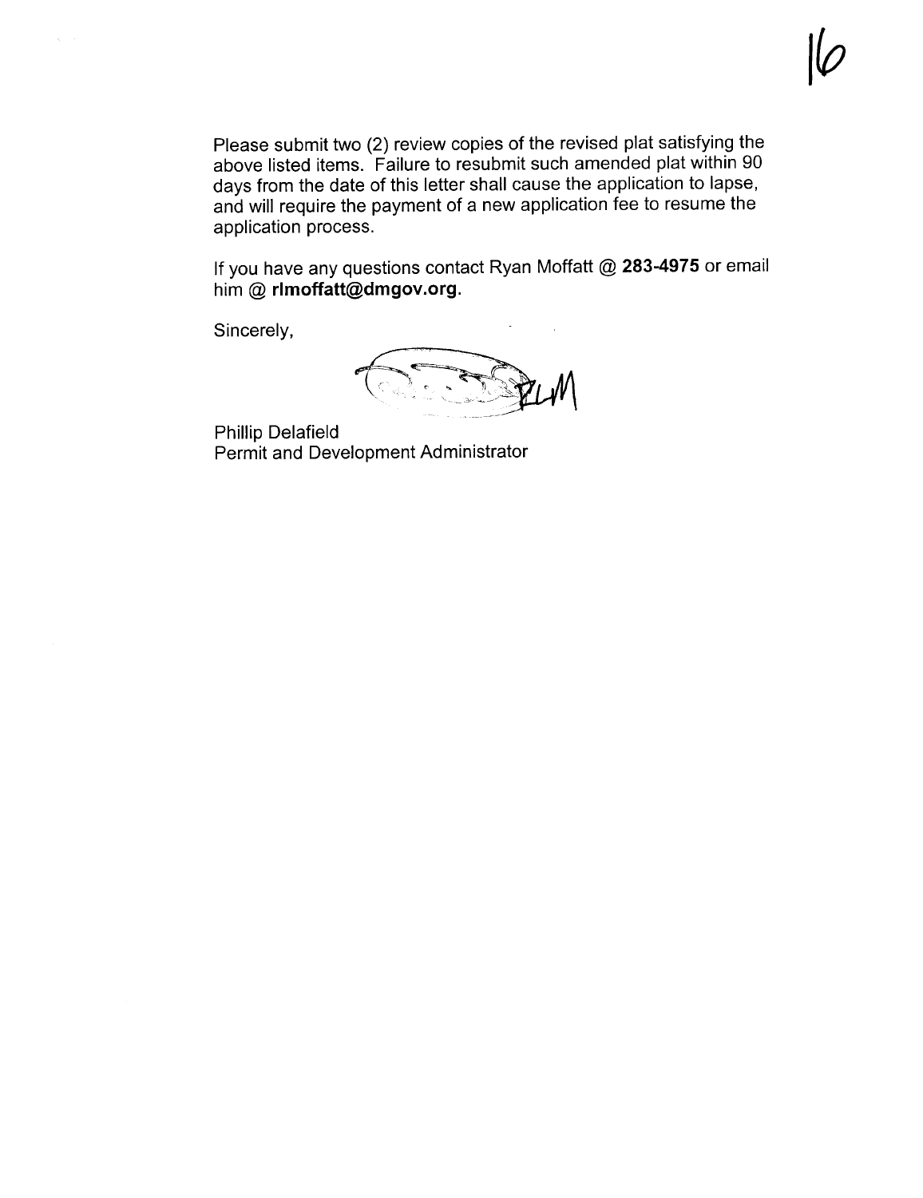Please submit two (2) review copies of the revised plat satisfying the above listed items. Failure to resubmit such amended plat within 90 days from the date of this letter shall cause the application to lapse, and will require the payment of a new application fee to resume the application process.

If you have any questions contact Ryan Moffatt @ **283-4975** or email him @ **rlmoffatt@dmgov.org**.

Sincerely,

Phillip Delafield
Permit and Development Administrator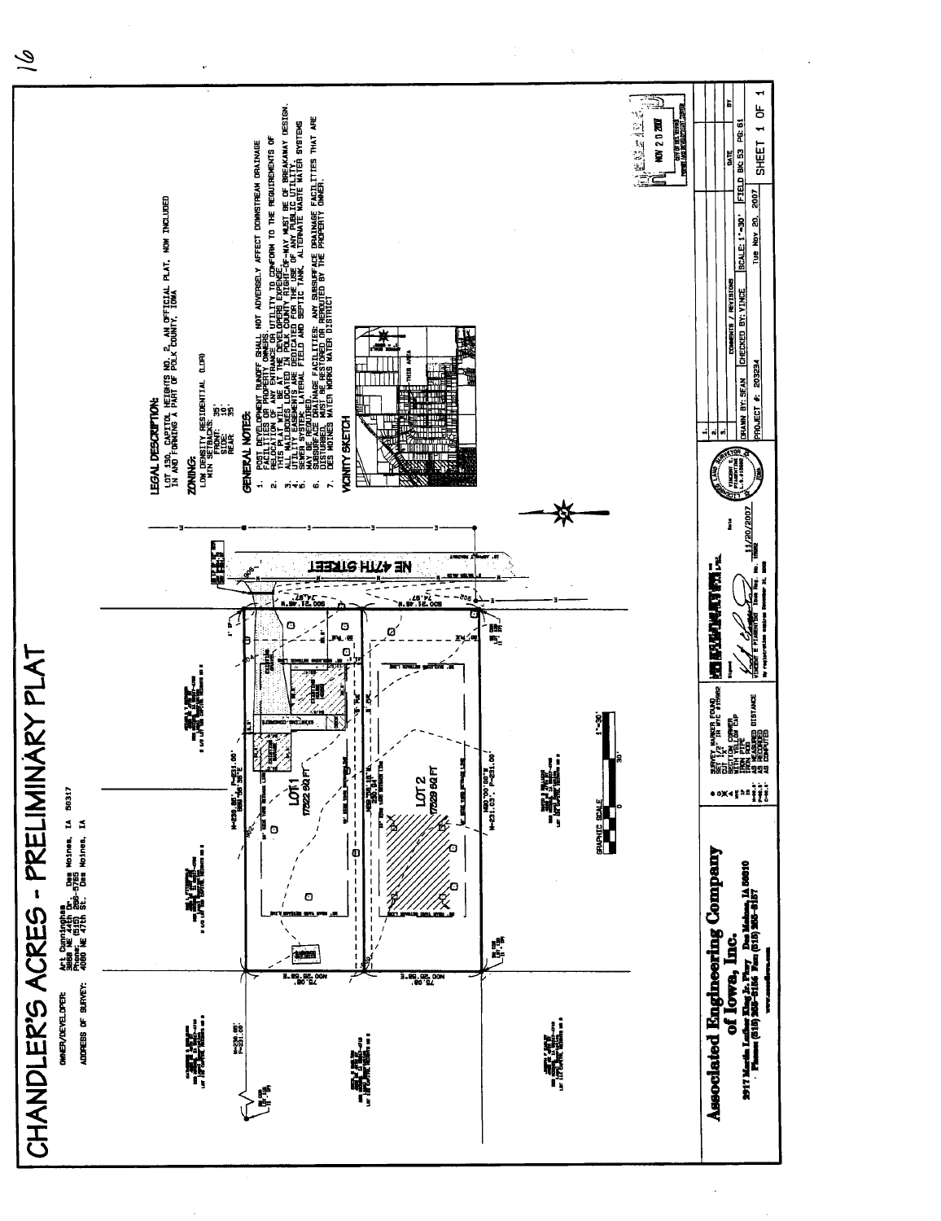# CHANDLER'S ACRES - PRELIMINARY PLAT

OWNER/DEVELOPER: Art Cunningham
3660 NE 47th St. Des Moines, IA 50317
Phone: (515) 266-5765

ADDRESS OF SURVEY: 4060 NE 47th St. Des Moines, IA

NE 47TH STREET

LOT 1
17522 SQ FT

LOT 2
17529 SQ FT

N=230.86' F=231.00'
N00°00'00"W 231.03' F=231.00'

75.08'

GRAPHIC SCALE 1"=30'

## LEGAL DESCRIPTION:

LOT 130, CAPITOL HEIGHTS NO. 2, AN OFFICIAL PLAT, NOW INCLUDED IN AND FORMING A PART OF POLK COUNTY, IOWA

## ZONING:

LOW DENSITY RESIDENTIAL (LDR)
MIN SETBACKS:
FRONT: 35'
SIDE: 10'
REAR: 35'

## GENERAL NOTES:

1. POST DEVELOPMENT RUNOFF SHALL NOT ADVERSELY AFFECT DOWNSTREAM DRAINAGE FACILITIES OR PROPERTY OWNERS.
2. RELOCATION OF ANY ENTRANCE OR UTILITY TO CONFORM TO THE REQUIREMENTS OF THIS PLAT WILL BE AT THE DEVELOPERS EXPENSE.
3. ALL MAILBOXES LOCATED IN POLK COUNTY RIGHT-OF-WAY MUST BE OF BREAKAWAY DESIGN.
4. UTILITY EASEMENTS ARE DEDICATED FOR THE USE OF ANY PUBLIC UTILITY.
5. SEWER SYSTEM: LATERAL FIELD AND SEPTIC TANK. ALTERNATE WASTE WATER SYSTEMS MAY BE REQUIRED.
6. SUBSURFACE DRAINAGE FACILITIES: ANY SUBSURFACE DRAINAGE FACILITIES THAT ARE DISTURBED, MUST BE RESTORED OR REROUTED BY THE PROPERTY OWNER.
7. DES MOINES WATER WORKS WATER DISTRICT

## VICINITY SKETCH

THIS AREA

NOV 20 2007

SURVEY MARKER FOUND
SET 1/2" IR W/C #15982
CUT "X"
SECTION CORNER
WITH YELLOW CAP
IRON PIPE
IRON ROD
AS MEASURED DISTANCE
AS PLATTED
AS COMPUTED

VINCENT E PIASENTINI Iowa Reg. No. 15982
11/20/2007

**Associated Engineering Company of Iowa, Inc.**
2917 Martin Luther King Jr. Pkwy Des Moines, IA 50310
Phone: (515) 255-3156 Fax: (515) 255-8157

| DRAWN BY: SEAN | CHECKED BY: VINCE | SCALE: 1"=30' | FIELD BK: 53 PG: 61 |
|---|---|---|---|
| PROJECT #: 203234 | | Tue Nov 20, 2007 | SHEET 1 OF 1 |